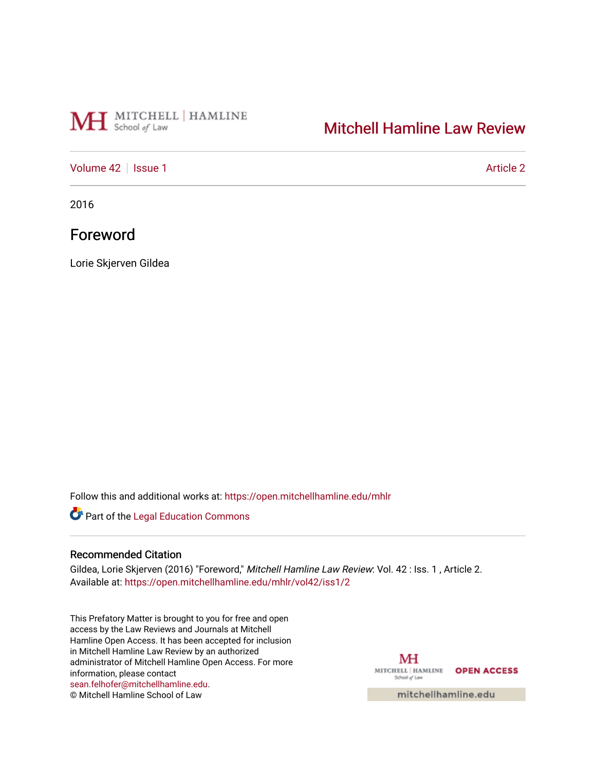Mitchell Hamline Law Review

Volume 42 | Issue 1 | Article 2

2016

# Foreword

Lorie Skjerven Gildea

Follow this and additional works at: https://open.mitchellhamline.edu/mhlr

Part of the Legal Education Commons

## Recommended Citation

Gildea, Lorie Skjerven (2016) "Foreword," *Mitchell Hamline Law Review*: Vol. 42 : Iss. 1 , Article 2.
Available at: https://open.mitchellhamline.edu/mhlr/vol42/iss1/2

This Prefatory Matter is brought to you for free and open access by the Law Reviews and Journals at Mitchell Hamline Open Access. It has been accepted for inclusion in Mitchell Hamline Law Review by an authorized administrator of Mitchell Hamline Open Access. For more information, please contact sean.felhofer@mitchellhamline.edu.
© Mitchell Hamline School of Law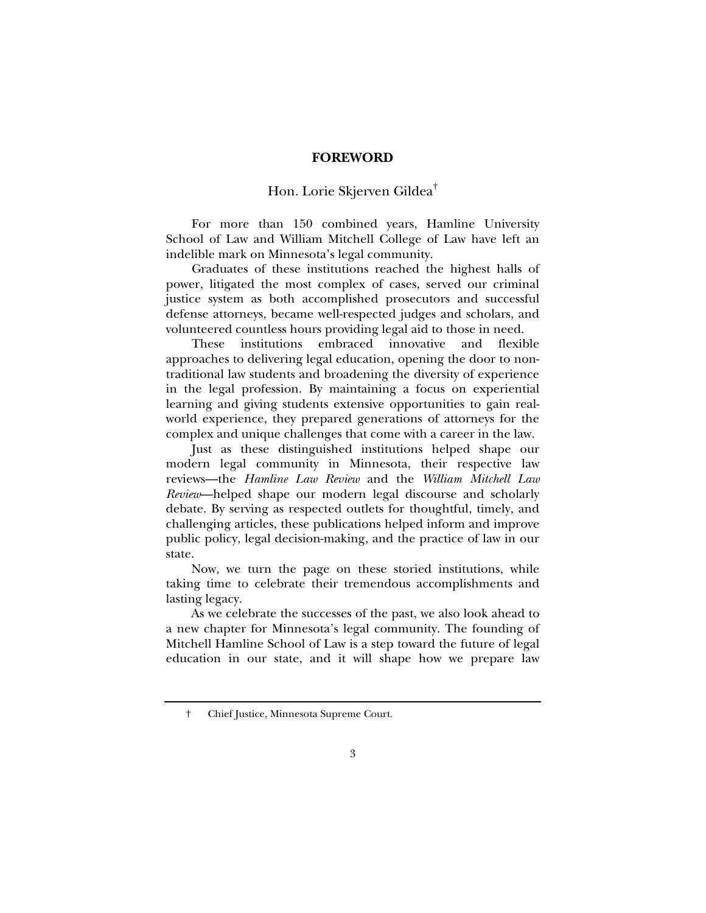# FOREWORD

Hon. Lorie Skjerven Gildea[†]

For more than 150 combined years, Hamline University School of Law and William Mitchell College of Law have left an indelible mark on Minnesota's legal community.

Graduates of these institutions reached the highest halls of power, litigated the most complex of cases, served our criminal justice system as both accomplished prosecutors and successful defense attorneys, became well-respected judges and scholars, and volunteered countless hours providing legal aid to those in need.

These institutions embraced innovative and flexible approaches to delivering legal education, opening the door to non-traditional law students and broadening the diversity of experience in the legal profession. By maintaining a focus on experiential learning and giving students extensive opportunities to gain real-world experience, they prepared generations of attorneys for the complex and unique challenges that come with a career in the law.

Just as these distinguished institutions helped shape our modern legal community in Minnesota, their respective law reviews—the *Hamline Law Review* and the *William Mitchell Law Review*—helped shape our modern legal discourse and scholarly debate. By serving as respected outlets for thoughtful, timely, and challenging articles, these publications helped inform and improve public policy, legal decision-making, and the practice of law in our state.

Now, we turn the page on these storied institutions, while taking time to celebrate their tremendous accomplishments and lasting legacy.

As we celebrate the successes of the past, we also look ahead to a new chapter for Minnesota's legal community. The founding of Mitchell Hamline School of Law is a step toward the future of legal education in our state, and it will shape how we prepare law

---

† Chief Justice, Minnesota Supreme Court.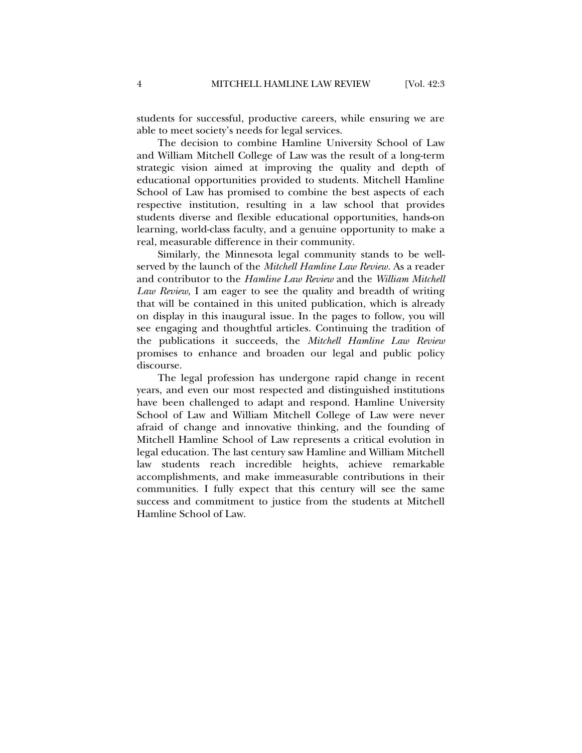students for successful, productive careers, while ensuring we are able to meet society's needs for legal services.

The decision to combine Hamline University School of Law and William Mitchell College of Law was the result of a long-term strategic vision aimed at improving the quality and depth of educational opportunities provided to students. Mitchell Hamline School of Law has promised to combine the best aspects of each respective institution, resulting in a law school that provides students diverse and flexible educational opportunities, hands-on learning, world-class faculty, and a genuine opportunity to make a real, measurable difference in their community.

Similarly, the Minnesota legal community stands to be well-served by the launch of the *Mitchell Hamline Law Review*. As a reader and contributor to the *Hamline Law Review* and the *William Mitchell Law Review*, I am eager to see the quality and breadth of writing that will be contained in this united publication, which is already on display in this inaugural issue. In the pages to follow, you will see engaging and thoughtful articles. Continuing the tradition of the publications it succeeds, the *Mitchell Hamline Law Review* promises to enhance and broaden our legal and public policy discourse.

The legal profession has undergone rapid change in recent years, and even our most respected and distinguished institutions have been challenged to adapt and respond. Hamline University School of Law and William Mitchell College of Law were never afraid of change and innovative thinking, and the founding of Mitchell Hamline School of Law represents a critical evolution in legal education. The last century saw Hamline and William Mitchell law students reach incredible heights, achieve remarkable accomplishments, and make immeasurable contributions in their communities. I fully expect that this century will see the same success and commitment to justice from the students at Mitchell Hamline School of Law.